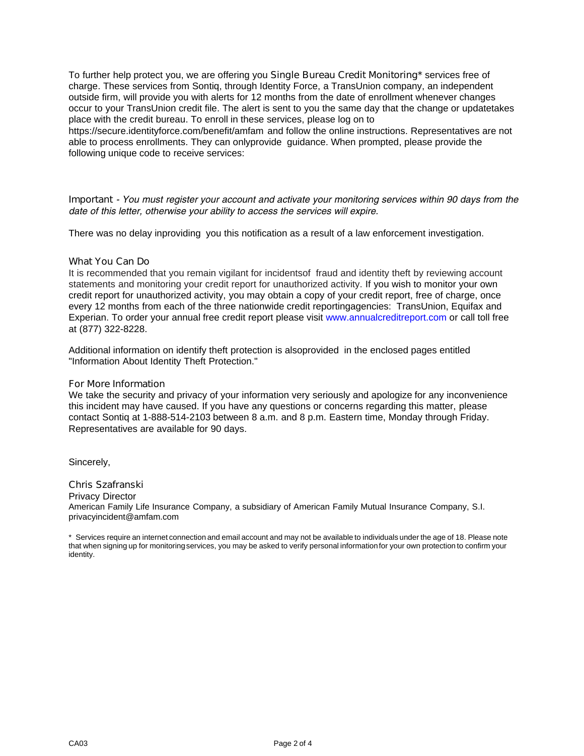To further help protect you, we are offering you Single Bureau Credit Monitoring* services free of charge. These services from Sontiq, through Identity Force, a TransUnion company, an independent outside firm, will provide you with alerts for 12 months from the date of enrollment whenever changes occur to your TransUnion credit file. The alert is sent to you the same day that the change or updatetakes place with the credit bureau. To enroll in these services, please log on to https://secure.identityforce.com/benefit/amfam and follow the online instructions. Representatives are not able to process enrollments. They can onlyprovide guidance. When prompted, please provide the following unique code to receive services:

Important - *You must register your account and activate your monitoring services within 90 days from the date of this letter, otherwise your ability to access the services will expire.*

There was no delay inproviding you this notification as a result of a law enforcement investigation.

### What You Can Do

It is recommended that you remain vigilant for incidentsof fraud and identity theft by reviewing account statements and monitoring your credit report for unauthorized activity. If you wish to monitor your own credit report for unauthorized activity, you may obtain a copy of your credit report, free of charge, once every 12 months from each of the three nationwide credit reportingagencies: TransUnion, Equifax and Experian. To order your annual free credit report please visit www.annualcreditreport.com or call toll free at (877) 322-8228.

Additional information on identify theft protection is alsoprovided in the enclosed pages entitled "Information About Identity Theft Protection."

### For More Information

We take the security and privacy of your information very seriously and apologize for any inconvenience this incident may have caused. If you have any questions or concerns regarding this matter, please contact Sontiq at 1-888-514-2103 between 8 a.m. and 8 p.m. Eastern time, Monday through Friday. Representatives are available for 90 days.

Sincerely,

Chris Szafranski
Privacy Director
American Family Life Insurance Company, a subsidiary of American Family Mutual Insurance Company, S.I.
privacyincident@amfam.com

* Services require an internet connection and email account and may not be available to individuals under the age of 18. Please note that when signing up for monitoring services, you may be asked to verify personal information for your own protection to confirm your identity.

CA03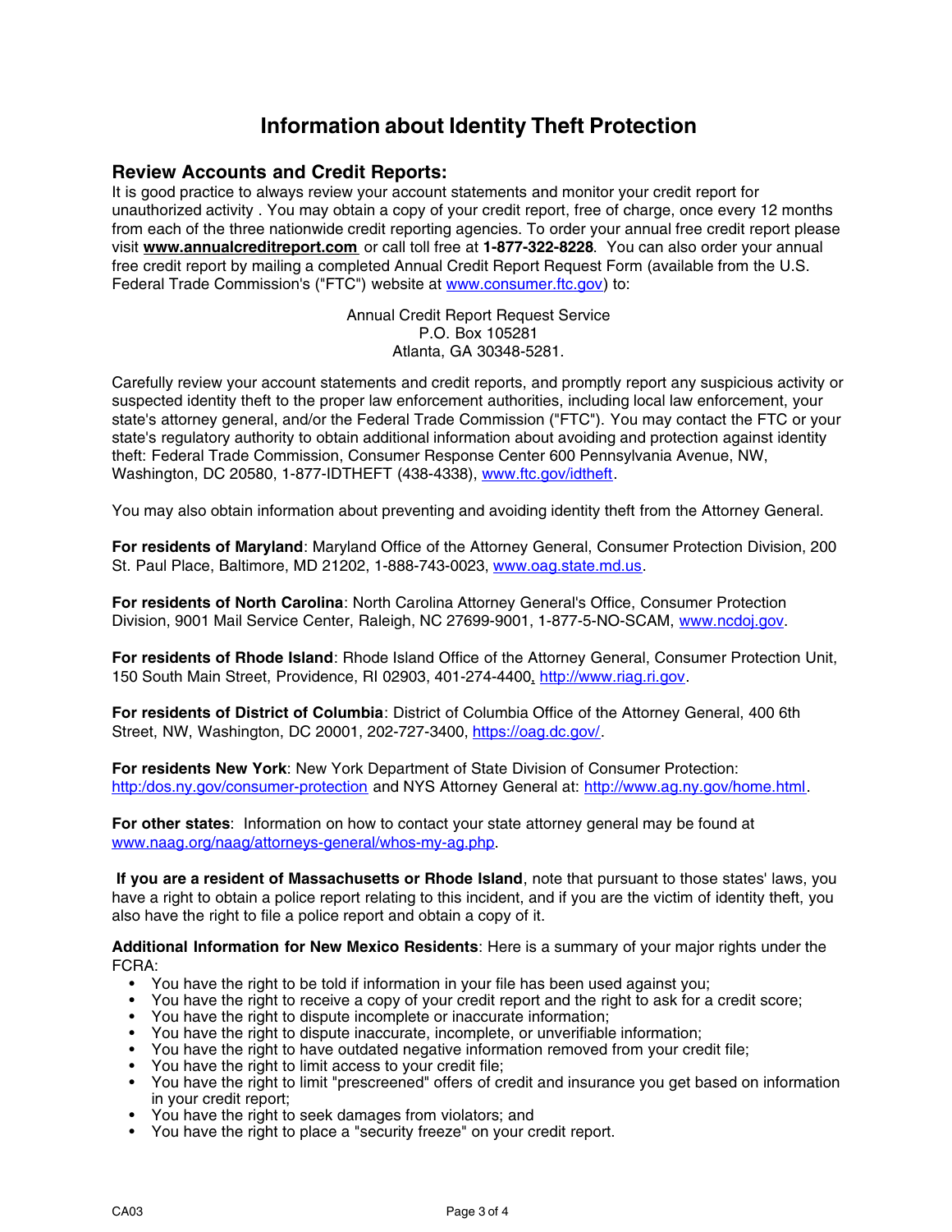# Information about Identity Theft Protection

## Review Accounts and Credit Reports:

It is good practice to always review your account statements and monitor your credit report for unauthorized activity . You may obtain a copy of your credit report, free of charge, once every 12 months from each of the three nationwide credit reporting agencies. To order your annual free credit report please visit **www.annualcreditreport.com** or call toll free at **1-877-322-8228**. You can also order your annual free credit report by mailing a completed Annual Credit Report Request Form (available from the U.S. Federal Trade Commission's ("FTC") website at www.consumer.ftc.gov) to:

Annual Credit Report Request Service
P.O. Box 105281
Atlanta, GA 30348-5281.

Carefully review your account statements and credit reports, and promptly report any suspicious activity or suspected identity theft to the proper law enforcement authorities, including local law enforcement, your state's attorney general, and/or the Federal Trade Commission ("FTC"). You may contact the FTC or your state's regulatory authority to obtain additional information about avoiding and protection against identity theft: Federal Trade Commission, Consumer Response Center 600 Pennsylvania Avenue, NW, Washington, DC 20580, 1-877-IDTHEFT (438-4338), www.ftc.gov/idtheft.

You may also obtain information about preventing and avoiding identity theft from the Attorney General.

**For residents of Maryland**: Maryland Office of the Attorney General, Consumer Protection Division, 200 St. Paul Place, Baltimore, MD 21202, 1-888-743-0023, www.oag.state.md.us.

**For residents of North Carolina**: North Carolina Attorney General's Office, Consumer Protection Division, 9001 Mail Service Center, Raleigh, NC 27699-9001, 1-877-5-NO-SCAM, www.ncdoj.gov.

**For residents of Rhode Island**: Rhode Island Office of the Attorney General, Consumer Protection Unit, 150 South Main Street, Providence, RI 02903, 401-274-4400, http://www.riag.ri.gov.

**For residents of District of Columbia**: District of Columbia Office of the Attorney General, 400 6th Street, NW, Washington, DC 20001, 202-727-3400, https://oag.dc.gov/.

**For residents New York**: New York Department of State Division of Consumer Protection: http:/dos.ny.gov/consumer-protection and NYS Attorney General at: http://www.ag.ny.gov/home.html.

**For other states**: Information on how to contact your state attorney general may be found at www.naag.org/naag/attorneys-general/whos-my-ag.php.

**If you are a resident of Massachusetts or Rhode Island**, note that pursuant to those states' laws, you have a right to obtain a police report relating to this incident, and if you are the victim of identity theft, you also have the right to file a police report and obtain a copy of it.

**Additional Information for New Mexico Residents**: Here is a summary of your major rights under the FCRA:

- You have the right to be told if information in your file has been used against you;
- You have the right to receive a copy of your credit report and the right to ask for a credit score;
- You have the right to dispute incomplete or inaccurate information;
- You have the right to dispute inaccurate, incomplete, or unverifiable information;
- You have the right to have outdated negative information removed from your credit file;
- You have the right to limit access to your credit file;
- You have the right to limit "prescreened" offers of credit and insurance you get based on information in your credit report;
- You have the right to seek damages from violators; and
- You have the right to place a "security freeze" on your credit report.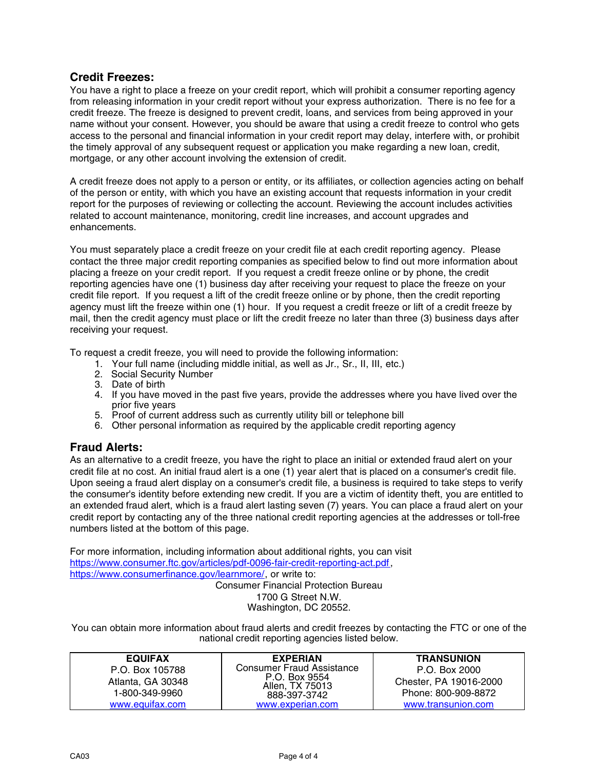## Credit Freezes:

You have a right to place a freeze on your credit report, which will prohibit a consumer reporting agency from releasing information in your credit report without your express authorization. There is no fee for a credit freeze. The freeze is designed to prevent credit, loans, and services from being approved in your name without your consent. However, you should be aware that using a credit freeze to control who gets access to the personal and financial information in your credit report may delay, interfere with, or prohibit the timely approval of any subsequent request or application you make regarding a new loan, credit, mortgage, or any other account involving the extension of credit.

A credit freeze does not apply to a person or entity, or its affiliates, or collection agencies acting on behalf of the person or entity, with which you have an existing account that requests information in your credit report for the purposes of reviewing or collecting the account. Reviewing the account includes activities related to account maintenance, monitoring, credit line increases, and account upgrades and enhancements.

You must separately place a credit freeze on your credit file at each credit reporting agency. Please contact the three major credit reporting companies as specified below to find out more information about placing a freeze on your credit report. If you request a credit freeze online or by phone, the credit reporting agencies have one (1) business day after receiving your request to place the freeze on your credit file report. If you request a lift of the credit freeze online or by phone, then the credit reporting agency must lift the freeze within one (1) hour. If you request a credit freeze or lift of a credit freeze by mail, then the credit agency must place or lift the credit freeze no later than three (3) business days after receiving your request.

To request a credit freeze, you will need to provide the following information:

1. Your full name (including middle initial, as well as Jr., Sr., II, III, etc.)
2. Social Security Number
3. Date of birth
4. If you have moved in the past five years, provide the addresses where you have lived over the prior five years
5. Proof of current address such as currently utility bill or telephone bill
6. Other personal information as required by the applicable credit reporting agency

## Fraud Alerts:

As an alternative to a credit freeze, you have the right to place an initial or extended fraud alert on your credit file at no cost. An initial fraud alert is a one (1) year alert that is placed on a consumer's credit file. Upon seeing a fraud alert display on a consumer's credit file, a business is required to take steps to verify the consumer's identity before extending new credit. If you are a victim of identity theft, you are entitled to an extended fraud alert, which is a fraud alert lasting seven (7) years. You can place a fraud alert on your credit report by contacting any of the three national credit reporting agencies at the addresses or toll-free numbers listed at the bottom of this page.

For more information, including information about additional rights, you can visit https://www.consumer.ftc.gov/articles/pdf-0096-fair-credit-reporting-act.pdf, https://www.consumerfinance.gov/learnmore/, or write to:

Consumer Financial Protection Bureau
1700 G Street N.W.
Washington, DC 20552.

You can obtain more information about fraud alerts and credit freezes by contacting the FTC or one of the national credit reporting agencies listed below.

| EQUIFAX | EXPERIAN | TRANSUNION |
|---|---|---|
| P.O. Box 105788<br>Atlanta, GA 30348<br>1-800-349-9960<br>www.equifax.com | Consumer Fraud Assistance<br>P.O. Box 9554<br>Allen, TX 75013<br>888-397-3742<br>www.experian.com | P.O. Box 2000<br>Chester, PA 19016-2000<br>Phone: 800-909-8872<br>www.transunion.com |

CA03